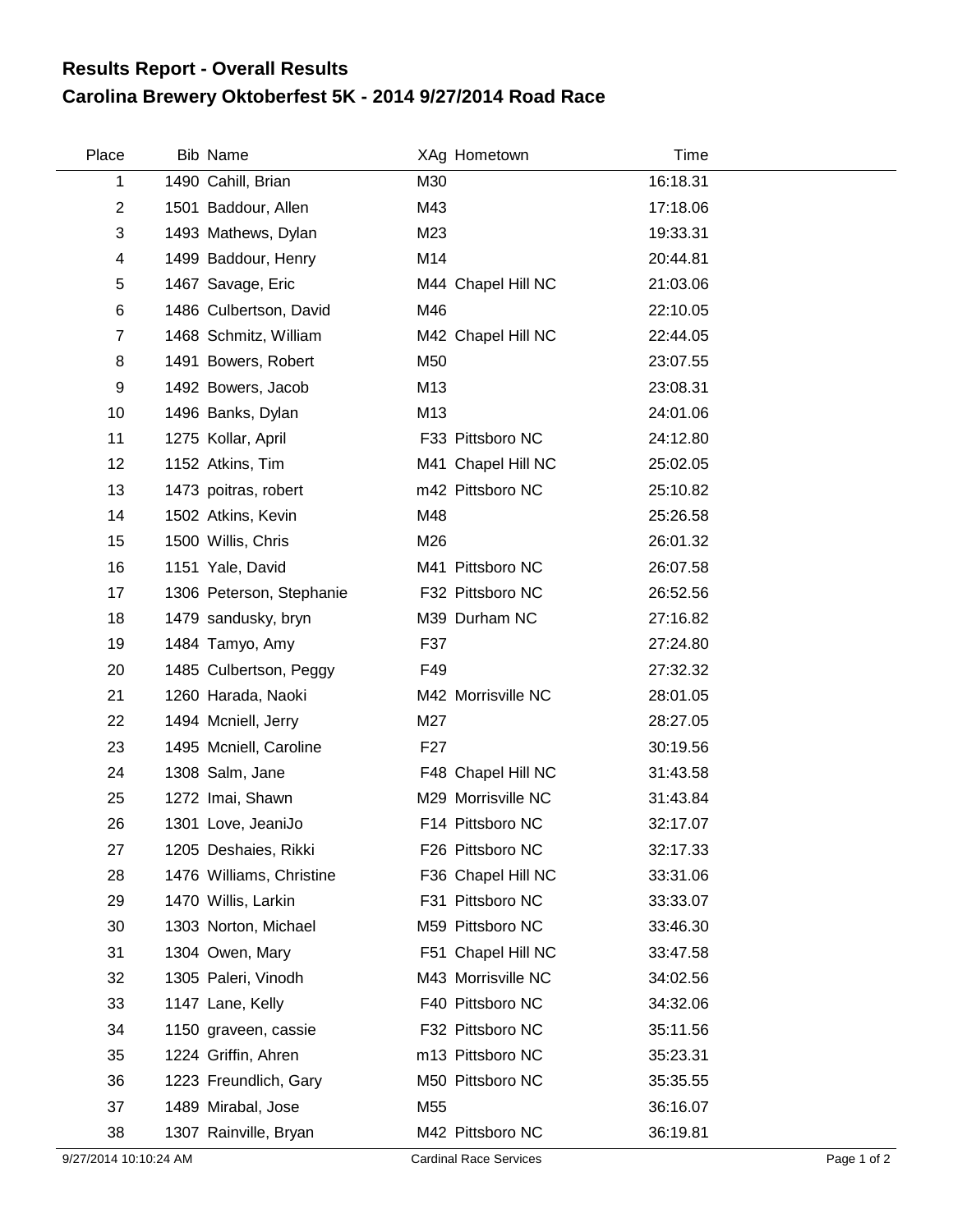# Results Report - Overall Results

## Carolina Brewery Oktoberfest 5K - 2014 9/27/2014 Road Race

| Place | Bib | Name | XAg | Hometown | Time |
|---|---|---|---|---|---|
| 1 | 1490 | Cahill, Brian | M30 | | 16:18.31 |
| 2 | 1501 | Baddour, Allen | M43 | | 17:18.06 |
| 3 | 1493 | Mathews, Dylan | M23 | | 19:33.31 |
| 4 | 1499 | Baddour, Henry | M14 | | 20:44.81 |
| 5 | 1467 | Savage, Eric | M44 | Chapel Hill NC | 21:03.06 |
| 6 | 1486 | Culbertson, David | M46 | | 22:10.05 |
| 7 | 1468 | Schmitz, William | M42 | Chapel Hill NC | 22:44.05 |
| 8 | 1491 | Bowers, Robert | M50 | | 23:07.55 |
| 9 | 1492 | Bowers, Jacob | M13 | | 23:08.31 |
| 10 | 1496 | Banks, Dylan | M13 | | 24:01.06 |
| 11 | 1275 | Kollar, April | F33 | Pittsboro NC | 24:12.80 |
| 12 | 1152 | Atkins, Tim | M41 | Chapel Hill NC | 25:02.05 |
| 13 | 1473 | poitras, robert | m42 | Pittsboro NC | 25:10.82 |
| 14 | 1502 | Atkins, Kevin | M48 | | 25:26.58 |
| 15 | 1500 | Willis, Chris | M26 | | 26:01.32 |
| 16 | 1151 | Yale, David | M41 | Pittsboro NC | 26:07.58 |
| 17 | 1306 | Peterson, Stephanie | F32 | Pittsboro NC | 26:52.56 |
| 18 | 1479 | sandusky, bryn | M39 | Durham NC | 27:16.82 |
| 19 | 1484 | Tamyo, Amy | F37 | | 27:24.80 |
| 20 | 1485 | Culbertson, Peggy | F49 | | 27:32.32 |
| 21 | 1260 | Harada, Naoki | M42 | Morrisville NC | 28:01.05 |
| 22 | 1494 | Mcniell, Jerry | M27 | | 28:27.05 |
| 23 | 1495 | Mcniell, Caroline | F27 | | 30:19.56 |
| 24 | 1308 | Salm, Jane | F48 | Chapel Hill NC | 31:43.58 |
| 25 | 1272 | Imai, Shawn | M29 | Morrisville NC | 31:43.84 |
| 26 | 1301 | Love, JeaniJo | F14 | Pittsboro NC | 32:17.07 |
| 27 | 1205 | Deshaies, Rikki | F26 | Pittsboro NC | 32:17.33 |
| 28 | 1476 | Williams, Christine | F36 | Chapel Hill NC | 33:31.06 |
| 29 | 1470 | Willis, Larkin | F31 | Pittsboro NC | 33:33.07 |
| 30 | 1303 | Norton, Michael | M59 | Pittsboro NC | 33:46.30 |
| 31 | 1304 | Owen, Mary | F51 | Chapel Hill NC | 33:47.58 |
| 32 | 1305 | Paleri, Vinodh | M43 | Morrisville NC | 34:02.56 |
| 33 | 1147 | Lane, Kelly | F40 | Pittsboro NC | 34:32.06 |
| 34 | 1150 | graveen, cassie | F32 | Pittsboro NC | 35:11.56 |
| 35 | 1224 | Griffin, Ahren | m13 | Pittsboro NC | 35:23.31 |
| 36 | 1223 | Freundlich, Gary | M50 | Pittsboro NC | 35:35.55 |
| 37 | 1489 | Mirabal, Jose | M55 | | 36:16.07 |
| 38 | 1307 | Rainville, Bryan | M42 | Pittsboro NC | 36:19.81 |

9/27/2014 10:10:24 AM — Cardinal Race Services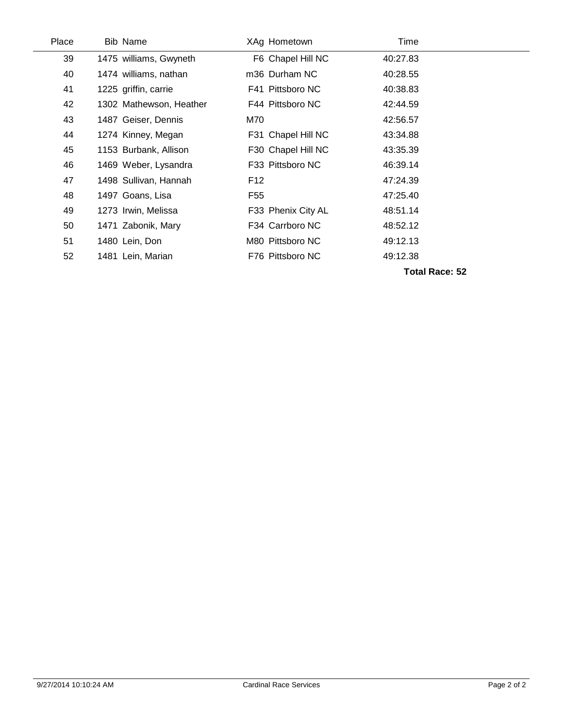| Place | Bib | Name | XAg | Hometown | Time |
|---|---|---|---|---|---|
| 39 | 1475 | williams, Gwyneth | F6 | Chapel Hill NC | 40:27.83 |
| 40 | 1474 | williams, nathan | m36 | Durham NC | 40:28.55 |
| 41 | 1225 | griffin, carrie | F41 | Pittsboro NC | 40:38.83 |
| 42 | 1302 | Mathewson, Heather | F44 | Pittsboro NC | 42:44.59 |
| 43 | 1487 | Geiser, Dennis | M70 | | 42:56.57 |
| 44 | 1274 | Kinney, Megan | F31 | Chapel Hill NC | 43:34.88 |
| 45 | 1153 | Burbank, Allison | F30 | Chapel Hill NC | 43:35.39 |
| 46 | 1469 | Weber, Lysandra | F33 | Pittsboro NC | 46:39.14 |
| 47 | 1498 | Sullivan, Hannah | F12 | | 47:24.39 |
| 48 | 1497 | Goans, Lisa | F55 | | 47:25.40 |
| 49 | 1273 | Irwin, Melissa | F33 | Phenix City AL | 48:51.14 |
| 50 | 1471 | Zabonik, Mary | F34 | Carrboro NC | 48:52.12 |
| 51 | 1480 | Lein, Don | M80 | Pittsboro NC | 49:12.13 |
| 52 | 1481 | Lein, Marian | F76 | Pittsboro NC | 49:12.38 |

**Total Race: 52**

9/27/2014 10:10:24 AM — Cardinal Race Services